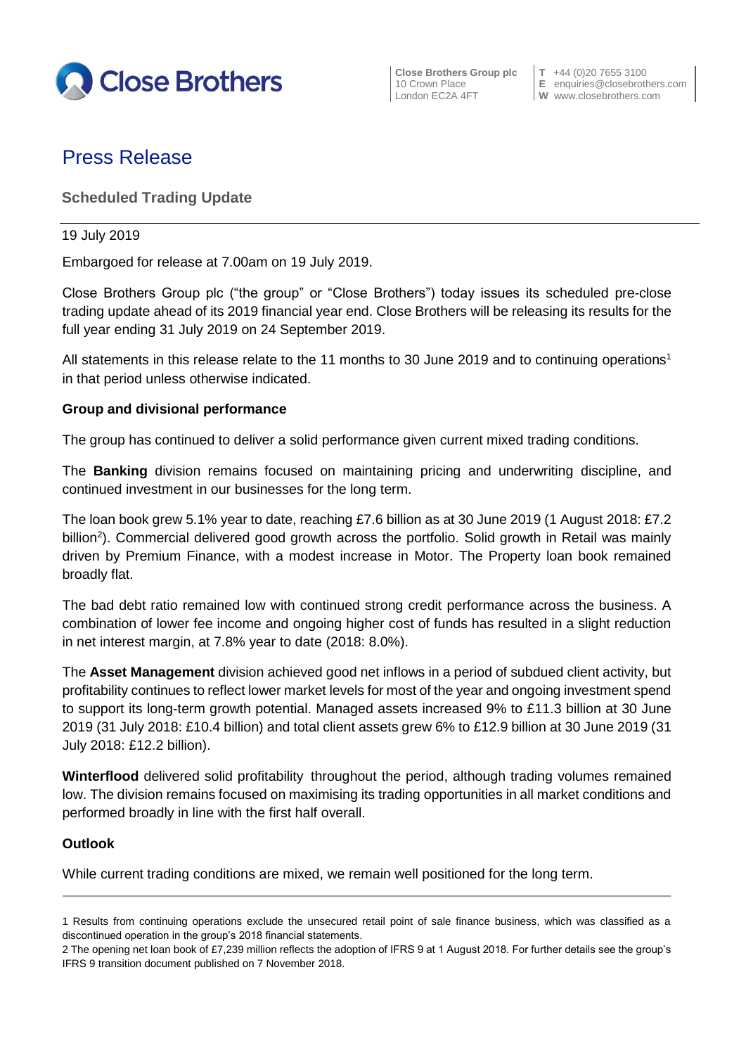Close Brothers

**Close Brothers Group plc**
10 Crown Place
London EC2A 4FT

**T** +44 (0)20 7655 3100
**E** enquiries@closebrothers.com
**W** www.closebrothers.com

# Press Release

## Scheduled Trading Update

19 July 2019

Embargoed for release at 7.00am on 19 July 2019.

Close Brothers Group plc ("the group" or "Close Brothers") today issues its scheduled pre-close trading update ahead of its 2019 financial year end. Close Brothers will be releasing its results for the full year ending 31 July 2019 on 24 September 2019.

All statements in this release relate to the 11 months to 30 June 2019 and to continuing operations[1] in that period unless otherwise indicated.

### Group and divisional performance

The group has continued to deliver a solid performance given current mixed trading conditions.

The **Banking** division remains focused on maintaining pricing and underwriting discipline, and continued investment in our businesses for the long term.

The loan book grew 5.1% year to date, reaching £7.6 billion as at 30 June 2019 (1 August 2018: £7.2 billion[2]). Commercial delivered good growth across the portfolio. Solid growth in Retail was mainly driven by Premium Finance, with a modest increase in Motor. The Property loan book remained broadly flat.

The bad debt ratio remained low with continued strong credit performance across the business. A combination of lower fee income and ongoing higher cost of funds has resulted in a slight reduction in net interest margin, at 7.8% year to date (2018: 8.0%).

The **Asset Management** division achieved good net inflows in a period of subdued client activity, but profitability continues to reflect lower market levels for most of the year and ongoing investment spend to support its long-term growth potential. Managed assets increased 9% to £11.3 billion at 30 June 2019 (31 July 2018: £10.4 billion) and total client assets grew 6% to £12.9 billion at 30 June 2019 (31 July 2018: £12.2 billion).

**Winterflood** delivered solid profitability throughout the period, although trading volumes remained low. The division remains focused on maximising its trading opportunities in all market conditions and performed broadly in line with the first half overall.

### Outlook

While current trading conditions are mixed, we remain well positioned for the long term.

---

1 Results from continuing operations exclude the unsecured retail point of sale finance business, which was classified as a discontinued operation in the group's 2018 financial statements.

2 The opening net loan book of £7,239 million reflects the adoption of IFRS 9 at 1 August 2018. For further details see the group's IFRS 9 transition document published on 7 November 2018.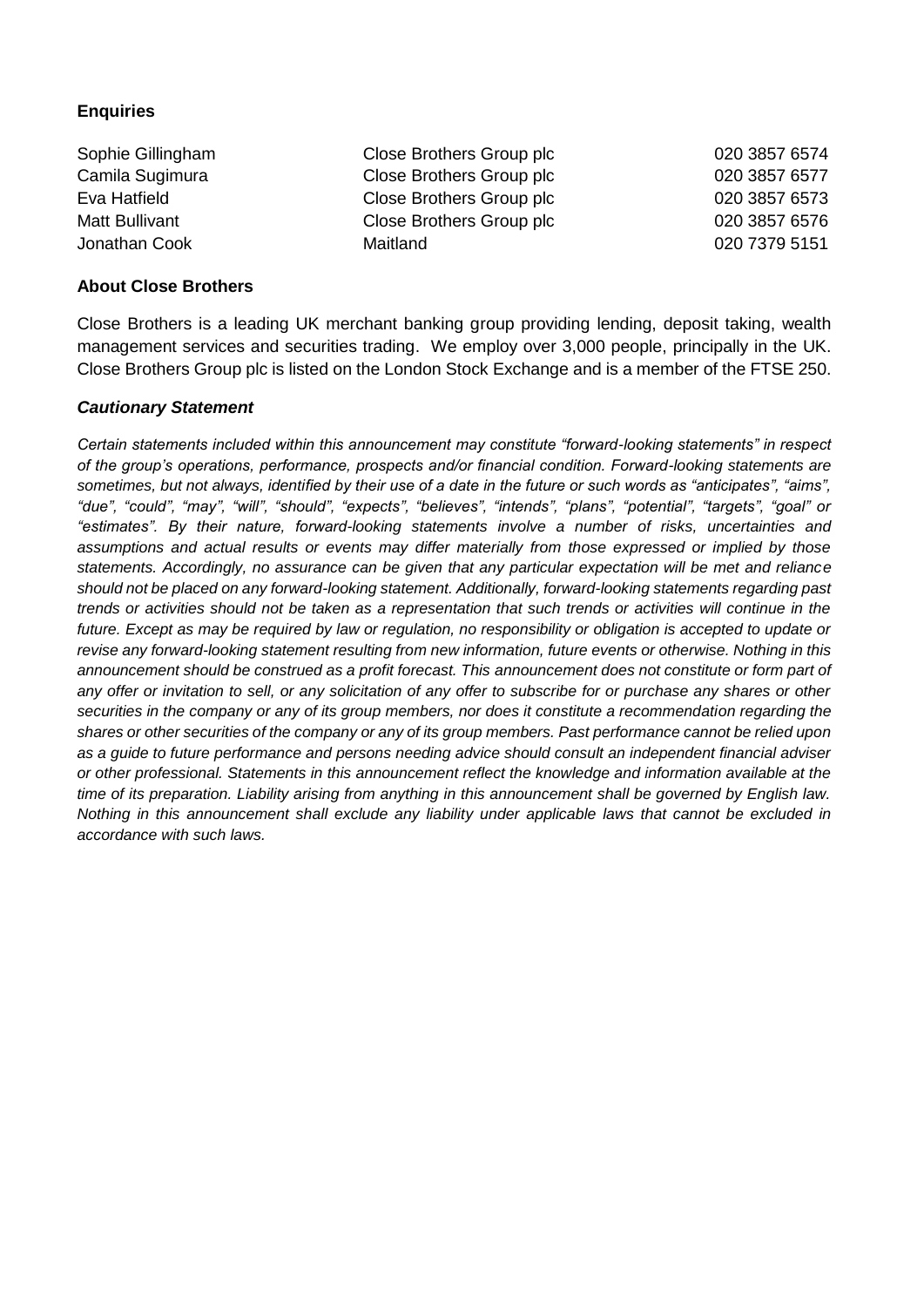**Enquiries**

| | | |
|---|---|---|
| Sophie Gillingham | Close Brothers Group plc | 020 3857 6574 |
| Camila Sugimura | Close Brothers Group plc | 020 3857 6577 |
| Eva Hatfield | Close Brothers Group plc | 020 3857 6573 |
| Matt Bullivant | Close Brothers Group plc | 020 3857 6576 |
| Jonathan Cook | Maitland | 020 7379 5151 |

**About Close Brothers**

Close Brothers is a leading UK merchant banking group providing lending, deposit taking, wealth management services and securities trading. We employ over 3,000 people, principally in the UK. Close Brothers Group plc is listed on the London Stock Exchange and is a member of the FTSE 250.

***Cautionary Statement***

*Certain statements included within this announcement may constitute "forward-looking statements" in respect of the group's operations, performance, prospects and/or financial condition. Forward-looking statements are sometimes, but not always, identified by their use of a date in the future or such words as "anticipates", "aims", "due", "could", "may", "will", "should", "expects", "believes", "intends", "plans", "potential", "targets", "goal" or "estimates". By their nature, forward-looking statements involve a number of risks, uncertainties and assumptions and actual results or events may differ materially from those expressed or implied by those statements. Accordingly, no assurance can be given that any particular expectation will be met and reliance should not be placed on any forward-looking statement. Additionally, forward-looking statements regarding past trends or activities should not be taken as a representation that such trends or activities will continue in the future. Except as may be required by law or regulation, no responsibility or obligation is accepted to update or revise any forward-looking statement resulting from new information, future events or otherwise. Nothing in this announcement should be construed as a profit forecast. This announcement does not constitute or form part of any offer or invitation to sell, or any solicitation of any offer to subscribe for or purchase any shares or other securities in the company or any of its group members, nor does it constitute a recommendation regarding the shares or other securities of the company or any of its group members. Past performance cannot be relied upon as a guide to future performance and persons needing advice should consult an independent financial adviser or other professional. Statements in this announcement reflect the knowledge and information available at the time of its preparation. Liability arising from anything in this announcement shall be governed by English law. Nothing in this announcement shall exclude any liability under applicable laws that cannot be excluded in accordance with such laws.*